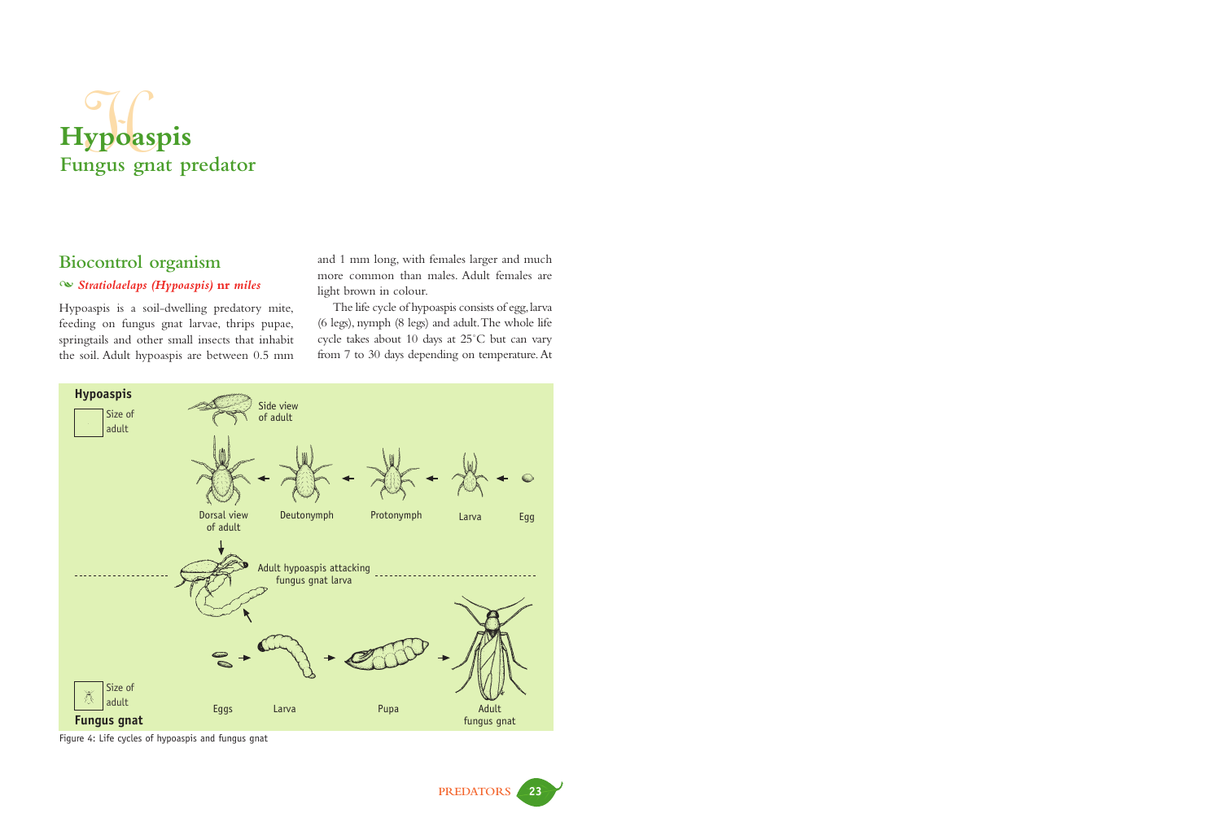# Hypoaspis

## Fungus gnat predator

### Biocontrol organism

*Stratiolaelaps (Hypoaspis)* **nr** *miles*

Hypoaspis is a soil-dwelling predatory mite, feeding on fungus gnat larvae, thrips pupae, springtails and other small insects that inhabit the soil. Adult hypoaspis are between 0.5 mm and 1 mm long, with females larger and much more common than males. Adult females are light brown in colour.

The life cycle of hypoaspis consists of egg, larva (6 legs), nymph (8 legs) and adult. The whole life cycle takes about 10 days at 25°C but can vary from 7 to 30 days depending on temperature. At

Figure 4: Life cycles of hypoaspis and fungus gnat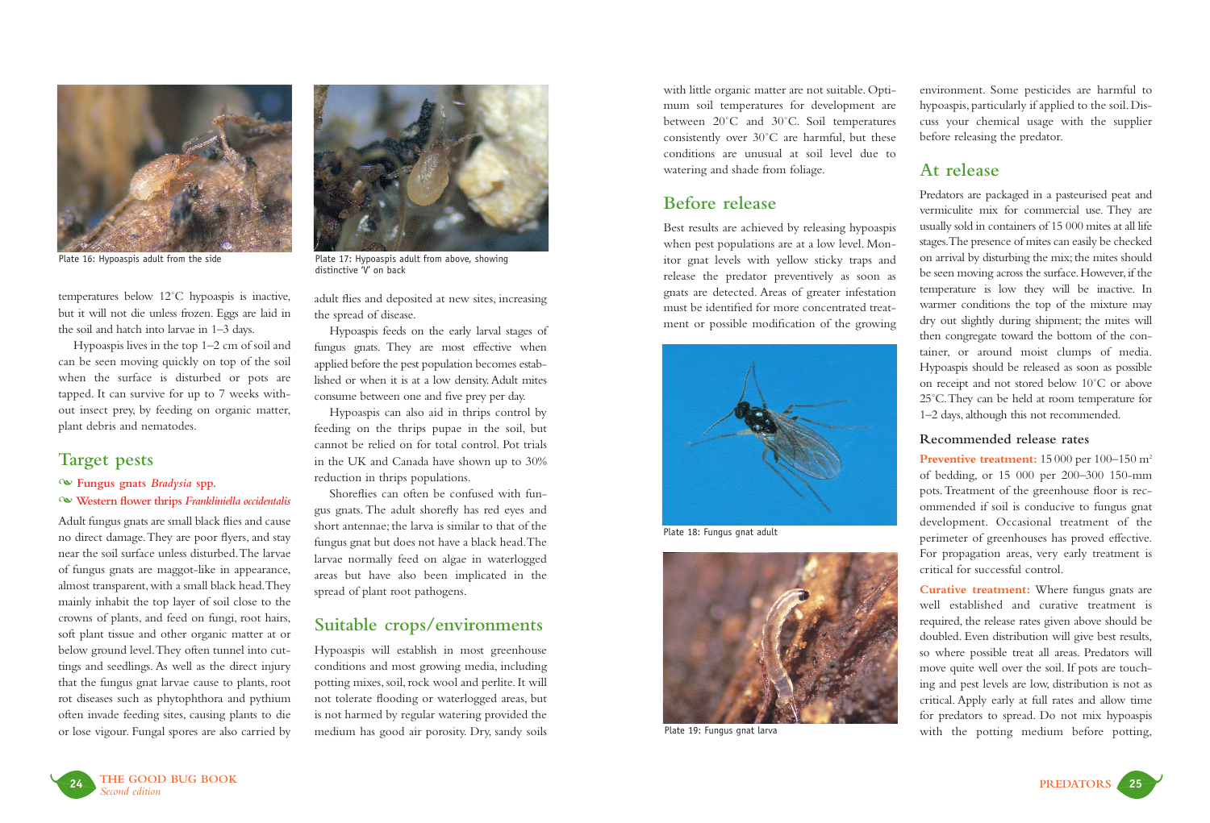Plate 16: Hypoaspis adult from the side

Plate 17: Hypoaspis adult from above, showing distinctive 'V' on back

temperatures below 12°C hypoaspis is inactive, but it will not die unless frozen. Eggs are laid in the soil and hatch into larvae in 1–3 days.

Hypoaspis lives in the top 1–2 cm of soil and can be seen moving quickly on top of the soil when the surface is disturbed or pots are tapped. It can survive for up to 7 weeks without insect prey, by feeding on organic matter, plant debris and nematodes.

## Target pests

❧ **Fungus gnats *Bradysia* spp.**

❧ **Western flower thrips *Frankliniella occidentalis***

Adult fungus gnats are small black flies and cause no direct damage. They are poor flyers, and stay near the soil surface unless disturbed. The larvae of fungus gnats are maggot-like in appearance, almost transparent, with a small black head. They mainly inhabit the top layer of soil close to the crowns of plants, and feed on fungi, root hairs, soft plant tissue and other organic matter at or below ground level. They often tunnel into cuttings and seedlings. As well as the direct injury that the fungus gnat larvae cause to plants, root rot diseases such as phytophthora and pythium often invade feeding sites, causing plants to die or lose vigour. Fungal spores are also carried by adult flies and deposited at new sites, increasing the spread of disease.

Hypoaspis feeds on the early larval stages of fungus gnats. They are most effective when applied before the pest population becomes established or when it is at a low density. Adult mites consume between one and five prey per day.

Hypoaspis can also aid in thrips control by feeding on the thrips pupae in the soil, but cannot be relied on for total control. Pot trials in the UK and Canada have shown up to 30% reduction in thrips populations.

Shoreflies can often be confused with fungus gnats. The adult shorefly has red eyes and short antennae; the larva is similar to that of the fungus gnat but does not have a black head. The larvae normally feed on algae in waterlogged areas but have also been implicated in the spread of plant root pathogens.

## Suitable crops/environments

Hypoaspis will establish in most greenhouse conditions and most growing media, including potting mixes, soil, rock wool and perlite. It will not tolerate flooding or waterlogged areas, but is not harmed by regular watering provided the medium has good air porosity. Dry, sandy soils with little organic matter are not suitable. Optimum soil temperatures for development are between 20°C and 30°C. Soil temperatures consistently over 30°C are harmful, but these conditions are unusual at soil level due to watering and shade from foliage.

## Before release

Best results are achieved by releasing hypoaspis when pest populations are at a low level. Monitor gnat levels with yellow sticky traps and release the predator preventively as soon as gnats are detected. Areas of greater infestation must be identified for more concentrated treatment or possible modification of the growing environment. Some pesticides are harmful to hypoaspis, particularly if applied to the soil. Discuss your chemical usage with the supplier before releasing the predator.

Plate 18: Fungus gnat adult

Plate 19: Fungus gnat larva

## At release

Predators are packaged in a pasteurised peat and vermiculite mix for commercial use. They are usually sold in containers of 15 000 mites at all life stages. The presence of mites can easily be checked on arrival by disturbing the mix; the mites should be seen moving across the surface. However, if the temperature is low they will be inactive. In warmer conditions the top of the mixture may dry out slightly during shipment; the mites will then congregate toward the bottom of the container, or around moist clumps of media. Hypoaspis should be released as soon as possible on receipt and not stored below 10°C or above 25°C. They can be held at room temperature for 1–2 days, although this not recommended.

### Recommended release rates

**Preventive treatment:** 15 000 per 100–150 m² of bedding, or 15 000 per 200–300 150-mm pots. Treatment of the greenhouse floor is recommended if soil is conducive to fungus gnat development. Occasional treatment of the perimeter of greenhouses has proved effective. For propagation areas, very early treatment is critical for successful control.

**Curative treatment:** Where fungus gnats are well established and curative treatment is required, the release rates given above should be doubled. Even distribution will give best results, so where possible treat all areas. Predators will move quite well over the soil. If pots are touching and pest levels are low, distribution is not as critical. Apply early at full rates and allow time for predators to spread. Do not mix hypoaspis with the potting medium before potting,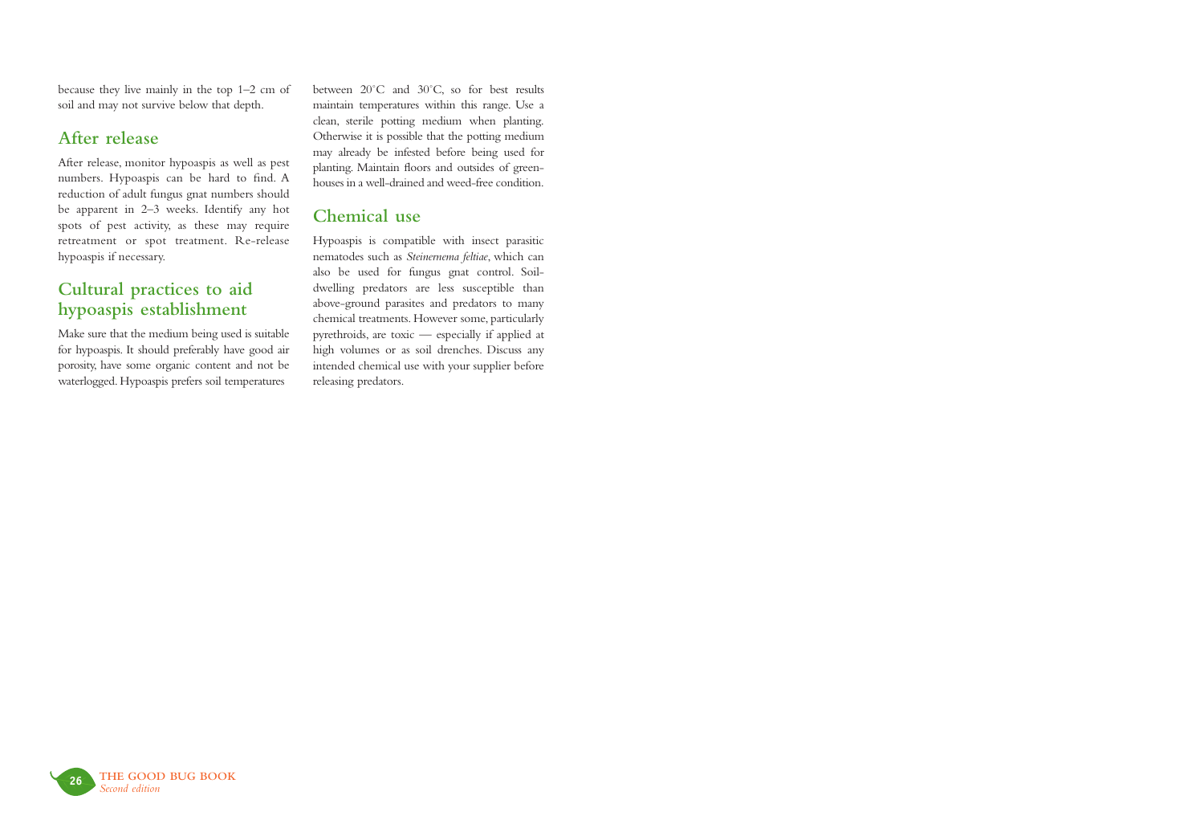because they live mainly in the top 1–2 cm of soil and may not survive below that depth.

## After release

After release, monitor hypoaspis as well as pest numbers. Hypoaspis can be hard to find. A reduction of adult fungus gnat numbers should be apparent in 2–3 weeks. Identify any hot spots of pest activity, as these may require retreatment or spot treatment. Re-release hypoaspis if necessary.

## Cultural practices to aid hypoaspis establishment

Make sure that the medium being used is suitable for hypoaspis. It should preferably have good air porosity, have some organic content and not be waterlogged. Hypoaspis prefers soil temperatures between 20°C and 30°C, so for best results maintain temperatures within this range. Use a clean, sterile potting medium when planting. Otherwise it is possible that the potting medium may already be infested before being used for planting. Maintain floors and outsides of greenhouses in a well-drained and weed-free condition.

## Chemical use

Hypoaspis is compatible with insect parasitic nematodes such as *Steinernema feltiae*, which can also be used for fungus gnat control. Soil-dwelling predators are less susceptible than above-ground parasites and predators to many chemical treatments. However some, particularly pyrethroids, are toxic — especially if applied at high volumes or as soil drenches. Discuss any intended chemical use with your supplier before releasing predators.